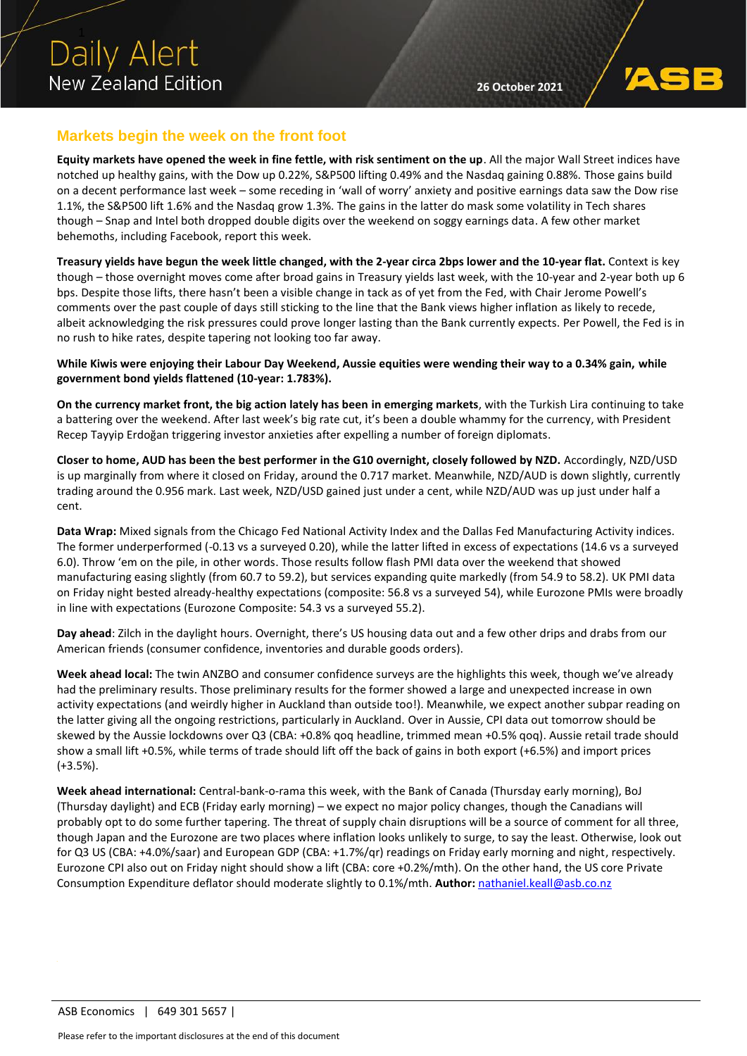Daily Alert
New Zealand Edition

26 October 2021

## Markets begin the week on the front foot

**Equity markets have opened the week in fine fettle, with risk sentiment on the up**. All the major Wall Street indices have notched up healthy gains, with the Dow up 0.22%, S&P500 lifting 0.49% and the Nasdaq gaining 0.88%. Those gains build on a decent performance last week – some receding in 'wall of worry' anxiety and positive earnings data saw the Dow rise 1.1%, the S&P500 lift 1.6% and the Nasdaq grow 1.3%. The gains in the latter do mask some volatility in Tech shares though – Snap and Intel both dropped double digits over the weekend on soggy earnings data. A few other market behemoths, including Facebook, report this week.

**Treasury yields have begun the week little changed, with the 2-year circa 2bps lower and the 10-year flat.** Context is key though – those overnight moves come after broad gains in Treasury yields last week, with the 10-year and 2-year both up 6 bps. Despite those lifts, there hasn't been a visible change in tack as of yet from the Fed, with Chair Jerome Powell's comments over the past couple of days still sticking to the line that the Bank views higher inflation as likely to recede, albeit acknowledging the risk pressures could prove longer lasting than the Bank currently expects. Per Powell, the Fed is in no rush to hike rates, despite tapering not looking too far away.

**While Kiwis were enjoying their Labour Day Weekend, Aussie equities were wending their way to a 0.34% gain, while government bond yields flattened (10-year: 1.783%).**

**On the currency market front, the big action lately has been in emerging markets**, with the Turkish Lira continuing to take a battering over the weekend. After last week's big rate cut, it's been a double whammy for the currency, with President Recep Tayyip Erdoğan triggering investor anxieties after expelling a number of foreign diplomats.

**Closer to home, AUD has been the best performer in the G10 overnight, closely followed by NZD.** Accordingly, NZD/USD is up marginally from where it closed on Friday, around the 0.717 market. Meanwhile, NZD/AUD is down slightly, currently trading around the 0.956 mark. Last week, NZD/USD gained just under a cent, while NZD/AUD was up just under half a cent.

**Data Wrap:** Mixed signals from the Chicago Fed National Activity Index and the Dallas Fed Manufacturing Activity indices. The former underperformed (-0.13 vs a surveyed 0.20), while the latter lifted in excess of expectations (14.6 vs a surveyed 6.0). Throw 'em on the pile, in other words. Those results follow flash PMI data over the weekend that showed manufacturing easing slightly (from 60.7 to 59.2), but services expanding quite markedly (from 54.9 to 58.2). UK PMI data on Friday night bested already-healthy expectations (composite: 56.8 vs a surveyed 54), while Eurozone PMIs were broadly in line with expectations (Eurozone Composite: 54.3 vs a surveyed 55.2).

**Day ahead**: Zilch in the daylight hours. Overnight, there's US housing data out and a few other drips and drabs from our American friends (consumer confidence, inventories and durable goods orders).

**Week ahead local:** The twin ANZBO and consumer confidence surveys are the highlights this week, though we've already had the preliminary results. Those preliminary results for the former showed a large and unexpected increase in own activity expectations (and weirdly higher in Auckland than outside too!). Meanwhile, we expect another subpar reading on the latter giving all the ongoing restrictions, particularly in Auckland. Over in Aussie, CPI data out tomorrow should be skewed by the Aussie lockdowns over Q3 (CBA: +0.8% qoq headline, trimmed mean +0.5% qoq). Aussie retail trade should show a small lift +0.5%, while terms of trade should lift off the back of gains in both export (+6.5%) and import prices (+3.5%).

**Week ahead international:** Central-bank-o-rama this week, with the Bank of Canada (Thursday early morning), BoJ (Thursday daylight) and ECB (Friday early morning) – we expect no major policy changes, though the Canadians will probably opt to do some further tapering. The threat of supply chain disruptions will be a source of comment for all three, though Japan and the Eurozone are two places where inflation looks unlikely to surge, to say the least. Otherwise, look out for Q3 US (CBA: +4.0%/saar) and European GDP (CBA: +1.7%/qr) readings on Friday early morning and night, respectively. Eurozone CPI also out on Friday night should show a lift (CBA: core +0.2%/mth). On the other hand, the US core Private Consumption Expenditure deflator should moderate slightly to 0.1%/mth. **Author:** nathaniel.keall@asb.co.nz

ASB Economics | 649 301 5657 |

Please refer to the important disclosures at the end of this document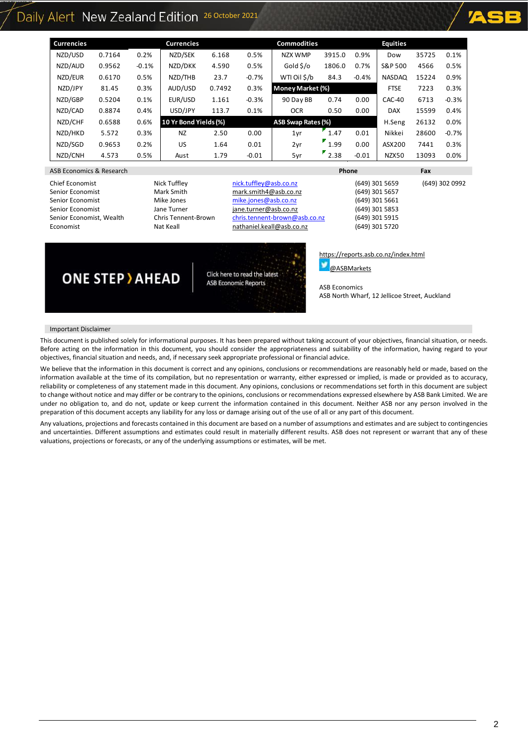| Currencies | | | Currencies | | | Commodities | | | Equities | | |
|---|---|---|---|---|---|---|---|---|---|---|---|
| NZD/USD | 0.7164 | 0.2% | NZD/SEK | 6.168 | 0.5% | NZX WMP | 3915.0 | 0.9% | Dow | 35725 | 0.1% |
| NZD/AUD | 0.9562 | -0.1% | NZD/DKK | 4.590 | 0.5% | Gold $/o | 1806.0 | 0.7% | S&P 500 | 4566 | 0.5% |
| NZD/EUR | 0.6170 | 0.5% | NZD/THB | 23.7 | -0.7% | WTI Oil $/b | 84.3 | -0.4% | NASDAQ | 15224 | 0.9% |
| NZD/JPY | 81.45 | 0.3% | AUD/USD | 0.7492 | 0.3% | **Money Market (%)** | | | FTSE | 7223 | 0.3% |
| NZD/GBP | 0.5204 | 0.1% | EUR/USD | 1.161 | -0.3% | 90 Day BB | 0.74 | 0.00 | CAC-40 | 6713 | -0.3% |
| NZD/CAD | 0.8874 | 0.4% | USD/JPY | 113.7 | 0.1% | OCR | 0.50 | 0.00 | DAX | 15599 | 0.4% |
| NZD/CHF | 0.6588 | 0.6% | **10 Yr Bond Yields (%)** | | | **ASB Swap Rates (%)** | | | H.Seng | 26132 | 0.0% |
| NZD/HKD | 5.572 | 0.3% | NZ | 2.50 | 0.00 | 1yr | 1.47 | 0.01 | Nikkei | 28600 | -0.7% |
| NZD/SGD | 0.9653 | 0.2% | US | 1.64 | 0.01 | 2yr | 1.99 | 0.00 | ASX200 | 7441 | 0.3% |
| NZD/CNH | 4.573 | 0.5% | Aust | 1.79 | -0.01 | 5yr | 2.38 | -0.01 | NZX50 | 13093 | 0.0% |

| ASB Economics & Research | | | Phone | Fax |
|---|---|---|---|---|
| Chief Economist | Nick Tuffley | nick.tuffley@asb.co.nz | (649) 301 5659 | (649) 302 0992 |
| Senior Economist | Mark Smith | mark.smith4@asb.co.nz | (649) 301 5657 | |
| Senior Economist | Mike Jones | mike.jones@asb.co.nz | (649) 301 5661 | |
| Senior Economist | Jane Turner | jane.turner@asb.co.nz | (649) 301 5853 | |
| Senior Economist, Wealth | Chris Tennent-Brown | chris.tennent-brown@asb.co.nz | (649) 301 5915 | |
| Economist | Nat Keall | nathaniel.keall@asb.co.nz | (649) 301 5720 | |

ONE STEP › AHEAD

Click here to read the latest ASB Economic Reports

https://reports.asb.co.nz/index.html

@ASBMarkets

ASB Economics
ASB North Wharf, 12 Jellicoe Street, Auckland

## Important Disclaimer

This document is published solely for informational purposes. It has been prepared without taking account of your objectives, financial situation, or needs. Before acting on the information in this document, you should consider the appropriateness and suitability of the information, having regard to your objectives, financial situation and needs, and, if necessary seek appropriate professional or financial advice.

We believe that the information in this document is correct and any opinions, conclusions or recommendations are reasonably held or made, based on the information available at the time of its compilation, but no representation or warranty, either expressed or implied, is made or provided as to accuracy, reliability or completeness of any statement made in this document. Any opinions, conclusions or recommendations set forth in this document are subject to change without notice and may differ or be contrary to the opinions, conclusions or recommendations expressed elsewhere by ASB Bank Limited. We are under no obligation to, and do not, update or keep current the information contained in this document. Neither ASB nor any person involved in the preparation of this document accepts any liability for any loss or damage arising out of the use of all or any part of this document.

Any valuations, projections and forecasts contained in this document are based on a number of assumptions and estimates and are subject to contingencies and uncertainties. Different assumptions and estimates could result in materially different results. ASB does not represent or warrant that any of these valuations, projections or forecasts, or any of the underlying assumptions or estimates, will be met.